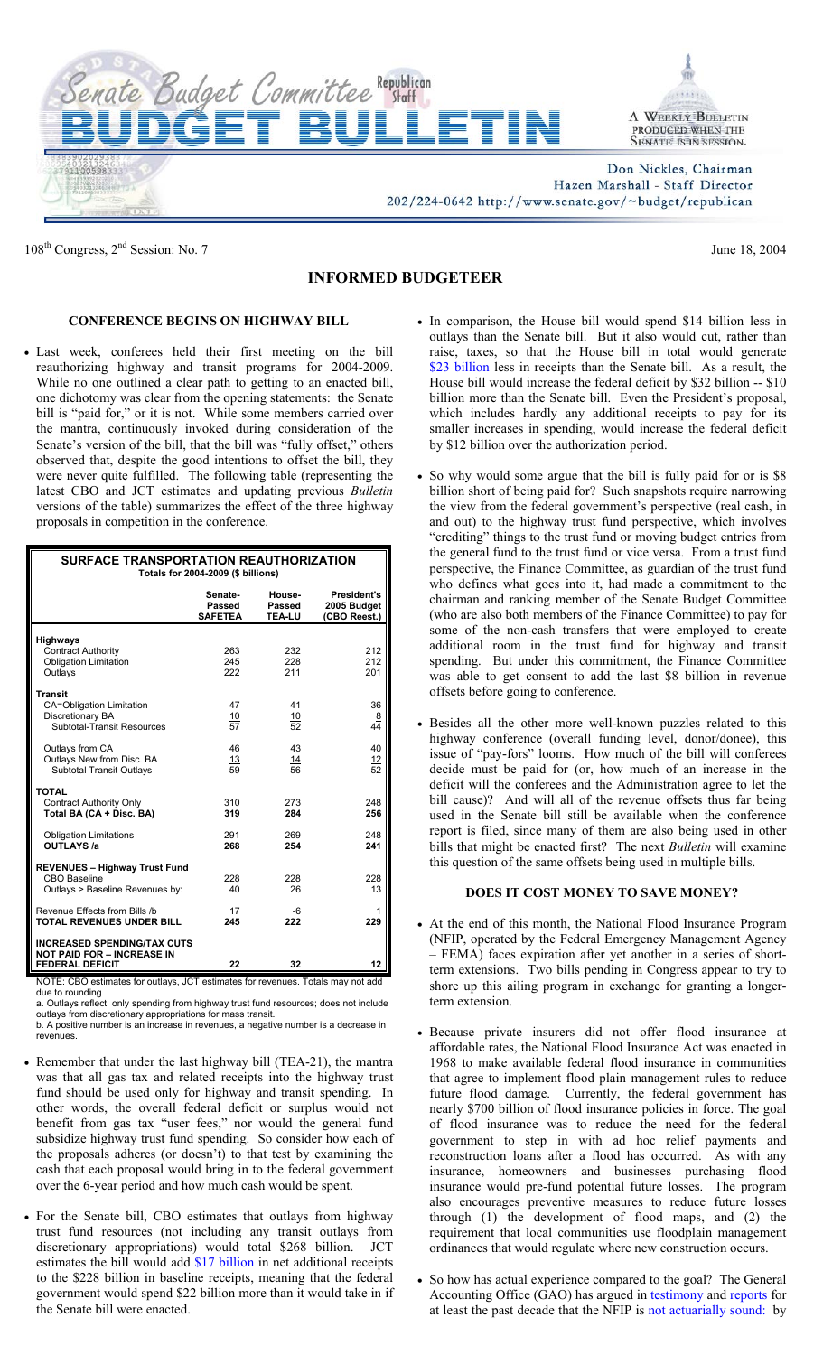# Senate Budget Committee Republican Staff

# BUDGET BULLETIN

A WEEKLY BULLETIN PRODUCED WHEN THE SENATE IS IN SESSION.

Don Nickles, Chairman
Hazen Marshall - Staff Director
202/224-0642 http://www.senate.gov/~budget/republican

108th Congress, 2nd Session: No. 7 — June 18, 2004

## INFORMED BUDGETEER

### CONFERENCE BEGINS ON HIGHWAY BILL

- Last week, conferees held their first meeting on the bill reauthorizing highway and transit programs for 2004-2009. While no one outlined a clear path to getting to an enacted bill, one dichotomy was clear from the opening statements: the Senate bill is "paid for," or it is not. While some members carried over the mantra, continuously invoked during consideration of the Senate's version of the bill, that the bill was "fully offset," others observed that, despite the good intentions to offset the bill, they were never quite fulfilled. The following table (representing the latest CBO and JCT estimates and updating previous *Bulletin* versions of the table) summarizes the effect of the three highway proposals in competition in the conference.

**SURFACE TRANSPORTATION REAUTHORIZATION**
Totals for 2004-2009 ($ billions)

| | Senate-Passed SAFETEA | House-Passed TEA-LU | President's 2005 Budget (CBO Reest.) |
|---|---|---|---|
| **Highways** | | | |
| Contract Authority | 263 | 232 | 212 |
| Obligation Limitation | 245 | 228 | 212 |
| Outlays | 222 | 211 | 201 |
| **Transit** | | | |
| CA=Obligation Limitation | 47 | 41 | 36 |
| Discretionary BA | 10 | 10 | 8 |
| Subtotal-Transit Resources | 57 | 52 | 44 |
| Outlays from CA | 46 | 43 | 40 |
| Outlays New from Disc. BA | 13 | 14 | 12 |
| Subtotal Transit Outlays | 59 | 56 | 52 |
| **TOTAL** | | | |
| Contract Authority Only | 310 | 273 | 248 |
| **Total BA (CA + Disc. BA)** | **319** | **284** | **256** |
| Obligation Limitations | 291 | 269 | 248 |
| **OUTLAYS /a** | **268** | **254** | **241** |
| **REVENUES – Highway Trust Fund** | | | |
| CBO Baseline | 228 | 228 | 228 |
| Outlays > Baseline Revenues by: | 40 | 26 | 13 |
| Revenue Effects from Bills /b | 17 | -6 | 1 |
| **TOTAL REVENUES UNDER BILL** | **245** | **222** | **229** |
| **INCREASED SPENDING/TAX CUTS NOT PAID FOR – INCREASE IN FEDERAL DEFICIT** | **22** | **32** | **12** |

NOTE: CBO estimates for outlays, JCT estimates for revenues. Totals may not add due to rounding

a. Outlays reflect only spending from highway trust fund resources; does not include outlays from discretionary appropriations for mass transit.

b. A positive number is an increase in revenues, a negative number is a decrease in revenues.

- Remember that under the last highway bill (TEA-21), the mantra was that all gas tax and related receipts into the highway trust fund should be used only for highway and transit spending. In other words, the overall federal deficit or surplus would not benefit from gas tax "user fees," nor would the general fund subsidize highway trust fund spending. So consider how each of the proposals adheres (or doesn't) to that test by examining the cash that each proposal would bring in to the federal government over the 6-year period and how much cash would be spent.

- For the Senate bill, CBO estimates that outlays from highway trust fund resources (not including any transit outlays from discretionary appropriations) would total $268 billion. JCT estimates the bill would add $17 billion in net additional receipts to the $228 billion in baseline receipts, meaning that the federal government would spend $22 billion more than it would take in if the Senate bill were enacted.

- In comparison, the House bill would spend $14 billion less in outlays than the Senate bill. But it also would cut, rather than raise, taxes, so that the House bill in total would generate $23 billion less in receipts than the Senate bill. As a result, the House bill would increase the federal deficit by $32 billion -- $10 billion more than the Senate bill. Even the President's proposal, which includes hardly any additional receipts to pay for its smaller increases in spending, would increase the federal deficit by $12 billion over the authorization period.

- So why would some argue that the bill is fully paid for or is $8 billion short of being paid for? Such snapshots require narrowing the view from the federal government's perspective (real cash, in and out) to the highway trust fund perspective, which involves "crediting" things to the trust fund or moving budget entries from the general fund to the trust fund or vice versa. From a trust fund perspective, the Finance Committee, as guardian of the trust fund who defines what goes into it, had made a commitment to the chairman and ranking member of the Senate Budget Committee (who are also both members of the Finance Committee) to pay for some of the non-cash transfers that were employed to create additional room in the trust fund for highway and transit spending. But under this commitment, the Finance Committee was able to get consent to add the last $8 billion in revenue offsets before going to conference.

- Besides all the other more well-known puzzles related to this highway conference (overall funding level, donor/donee), this issue of "pay-fors" looms. How much of the bill will conferees decide must be paid for (or, how much of an increase in the deficit will the conferees and the Administration agree to let the bill cause)? And will all of the revenue offsets thus far being used in the Senate bill still be available when the conference report is filed, since many of them are also being used in other bills that might be enacted first? The next *Bulletin* will examine this question of the same offsets being used in multiple bills.

### DOES IT COST MONEY TO SAVE MONEY?

- At the end of this month, the National Flood Insurance Program (NFIP, operated by the Federal Emergency Management Agency – FEMA) faces expiration after yet another in a series of short-term extensions. Two bills pending in Congress appear to try to shore up this ailing program in exchange for granting a longer-term extension.

- Because private insurers did not offer flood insurance at affordable rates, the National Flood Insurance Act was enacted in 1968 to make available federal flood insurance in communities that agree to implement flood plain management rules to reduce future flood damage. Currently, the federal government has nearly $700 billion of flood insurance policies in force. The goal of flood insurance was to reduce the need for the federal government to step in with ad hoc relief payments and reconstruction loans after a flood has occurred. As with any insurance, homeowners and businesses purchasing flood insurance would pre-fund potential future losses. The program also encourages preventive measures to reduce future losses through (1) the development of flood maps, and (2) the requirement that local communities use floodplain management ordinances that would regulate where new construction occurs.

- So how has actual experience compared to the goal? The General Accounting Office (GAO) has argued in testimony and reports for at least the past decade that the NFIP is not actuarially sound: by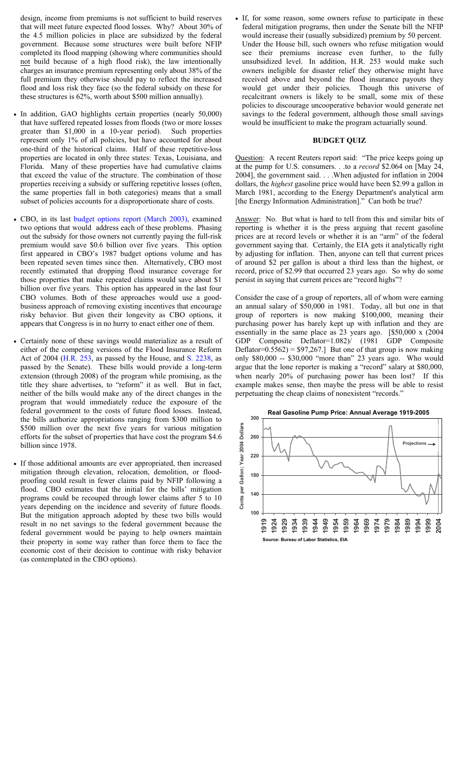design, income from premiums is not sufficient to build reserves that will meet future expected flood losses. Why? About 30% of the 4.5 million policies in place are subsidized by the federal government. Because some structures were built before NFIP completed its flood mapping (showing where communities should not build because of a high flood risk), the law intentionally charges an insurance premium representing only about 38% of the full premium they otherwise should pay to reflect the increased flood and loss risk they face (so the federal subsidy on these for these structures is 62%, worth about $500 million annually).

- In addition, GAO highlights certain properties (nearly 50,000) that have suffered repeated losses from floods (two or more losses greater than $1,000 in a 10-year period). Such properties represent only 1% of all policies, but have accounted for about one-third of the historical claims. Half of these repetitive-loss properties are located in only three states: Texas, Louisiana, and Florida. Many of these properties have had cumulative claims that exceed the value of the structure. The combination of those properties receiving a subsidy or suffering repetitive losses (often, the same properties fall in both categories) means that a small subset of policies accounts for a disproportionate share of costs.

- CBO, in its last budget options report (March 2003), examined two options that would address each of these problems. Phasing out the subsidy for those owners not currently paying the full-risk premium would save $0.6 billion over five years. This option first appeared in CBO's 1987 budget options volume and has been repeated seven times since then. Alternatively, CBO most recently estimated that dropping flood insurance coverage for those properties that make repeated claims would save about $1 billion over five years. This option has appeared in the last four CBO volumes. Both of these approaches would use a good-business approach of removing existing incentives that encourage risky behavior. But given their longevity as CBO options, it appears that Congress is in no hurry to enact either one of them.

- Certainly none of these savings would materialize as a result of either of the competing versions of the Flood Insurance Reform Act of 2004 (H.R. 253, as passed by the House, and S. 2238, as passed by the Senate). These bills would provide a long-term extension (through 2008) of the program while promising, as the title they share advertises, to "reform" it as well. But in fact, neither of the bills would make any of the direct changes in the program that would immediately reduce the exposure of the federal government to the costs of future flood losses. Instead, the bills authorize appropriations ranging from $300 million to $500 million over the next five years for various mitigation efforts for the subset of properties that have cost the program $4.6 billion since 1978.

- If those additional amounts are ever appropriated, then increased mitigation through elevation, relocation, demolition, or flood-proofing could result in fewer claims paid by NFIP following a flood. CBO estimates that the initial for the bills' mitigation programs could be recouped through lower claims after 5 to 10 years depending on the incidence and severity of future floods. But the mitigation approach adopted by these two bills would result in no net savings to the federal government because the federal government would be paying to help owners maintain their property in some way rather than force them to face the economic cost of their decision to continue with risky behavior (as contemplated in the CBO options).

- If, for some reason, some owners refuse to participate in these federal mitigation programs, then under the Senate bill the NFIP would increase their (usually subsidized) premium by 50 percent. Under the House bill, such owners who refuse mitigation would see their premiums increase even further, to the fully unsubsidized level. In addition, H.R. 253 would make such owners ineligible for disaster relief they otherwise might have received above and beyond the flood insurance payouts they would get under their policies. Though this universe of recalcitrant owners is likely to be small, some mix of these policies to discourage uncooperative behavior would generate net savings to the federal government, although those small savings would be insufficient to make the program actuarially sound.

## BUDGET QUIZ

Question: A recent Reuters report said: "The price keeps going up at the pump for U.S. consumers. . .to a *record* $2.064 on [May 24, 2004], the government said. . . .When adjusted for inflation in 2004 dollars, the *highest* gasoline price would have been $2.99 a gallon in March 1981, according to the Energy Department's analytical arm [the Energy Information Administration]." Can both be true?

Answer: No. But what is hard to tell from this and similar bits of reporting is whether it is the press arguing that recent gasoline prices are at record levels or whether it is an "arm" of the federal government saying that. Certainly, the EIA gets it analytically right by adjusting for inflation. Then, anyone can tell that current prices of around $2 per gallon is about a third less than the highest, or record, price of $2.99 that occurred 23 years ago. So why do some persist in saying that current prices are "record highs"?

Consider the case of a group of reporters, all of whom were earning an annual salary of $50,000 in 1981. Today, all but one in that group of reporters is now making $100,000, meaning their purchasing power has barely kept up with inflation and they are essentially in the same place as 23 years ago. [$50,000 x (2004 GDP Composite Deflator=1.082)/ (1981 GDP Composite Deflator=0.5562) = $97,267.] But one of that group is now making only $80,000 -- $30,000 "more than" 23 years ago. Who would argue that the lone reporter is making a "record" salary at $80,000, when nearly 20% of purchasing power has been lost? If this example makes sense, then maybe the press will be able to resist perpetuating the cheap claims of nonexistent "records."

**Real Gasoline Pump Price: Annual Average 1919-2005**

Cents per Gallon; Year 2004 Dollars

300
260
220
180
140
100

1919 1924 1929 1934 1939 1944 1949 1954 1959 1964 1969 1974 1979 1984 1989 1994 1999 2004

Projections

Source: Bureau of Labor Statistics, EIA